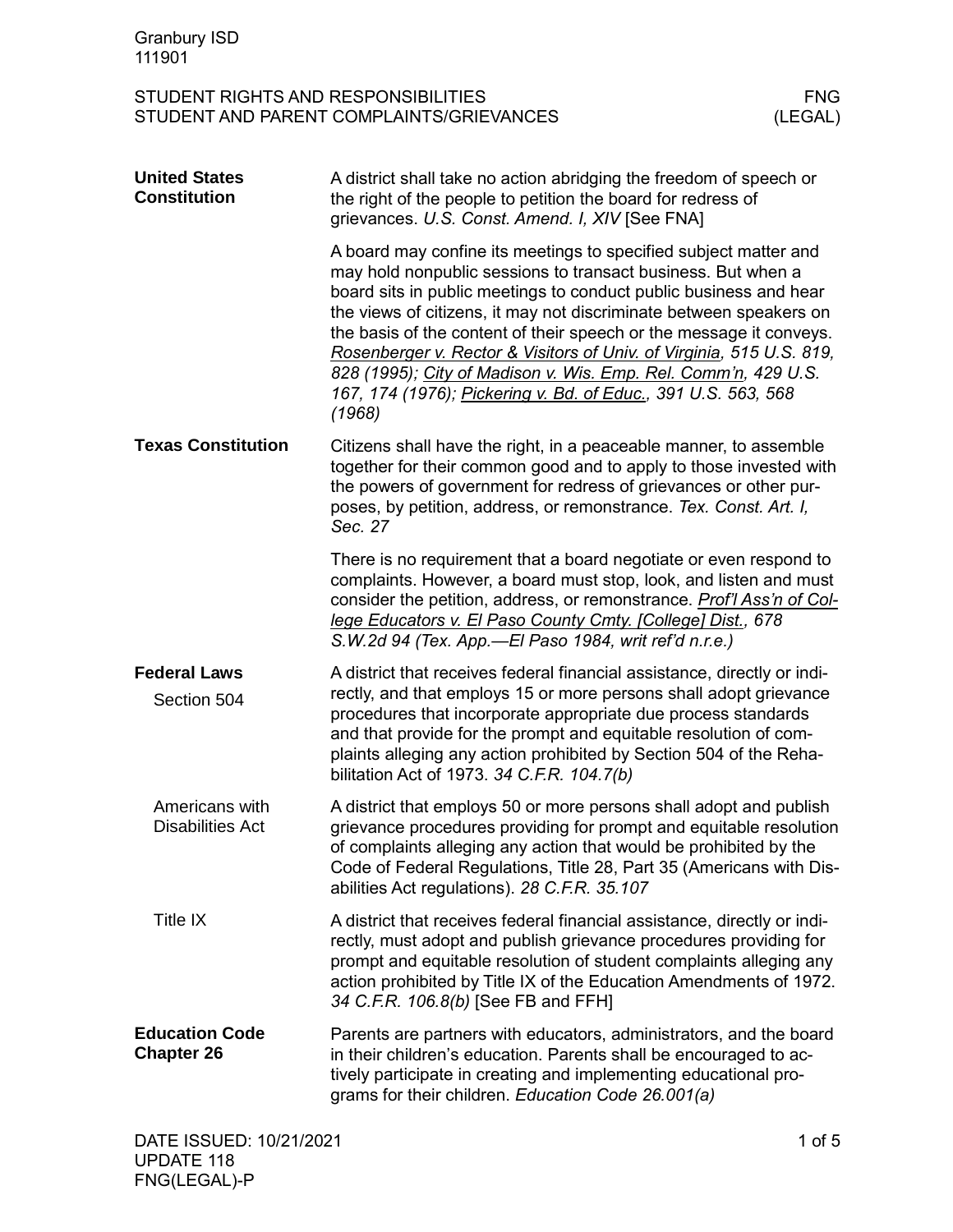Granbury ISD
111901

STUDENT RIGHTS AND RESPONSIBILITIES
STUDENT AND PARENT COMPLAINTS/GRIEVANCES

FNG
(LEGAL)

**United States Constitution**

A district shall take no action abridging the freedom of speech or the right of the people to petition the board for redress of grievances. *U.S. Const. Amend. I, XIV* [See FNA]

A board may confine its meetings to specified subject matter and may hold nonpublic sessions to transact business. But when a board sits in public meetings to conduct public business and hear the views of citizens, it may not discriminate between speakers on the basis of the content of their speech or the message it conveys. *Rosenberger v. Rector & Visitors of Univ. of Virginia, 515 U.S. 819, 828 (1995); City of Madison v. Wis. Emp. Rel. Comm'n, 429 U.S. 167, 174 (1976); Pickering v. Bd. of Educ., 391 U.S. 563, 568 (1968)*

**Texas Constitution**

Citizens shall have the right, in a peaceable manner, to assemble together for their common good and to apply to those invested with the powers of government for redress of grievances or other purposes, by petition, address, or remonstrance. *Tex. Const. Art. I, Sec. 27*

There is no requirement that a board negotiate or even respond to complaints. However, a board must stop, look, and listen and must consider the petition, address, or remonstrance. *Prof'l Ass'n of College Educators v. El Paso County Cmty. [College] Dist., 678 S.W.2d 94 (Tex. App.—El Paso 1984, writ ref'd n.r.e.)*

**Federal Laws**

Section 504

A district that receives federal financial assistance, directly or indirectly, and that employs 15 or more persons shall adopt grievance procedures that incorporate appropriate due process standards and that provide for the prompt and equitable resolution of complaints alleging any action prohibited by Section 504 of the Rehabilitation Act of 1973. *34 C.F.R. 104.7(b)*

Americans with Disabilities Act

A district that employs 50 or more persons shall adopt and publish grievance procedures providing for prompt and equitable resolution of complaints alleging any action that would be prohibited by the Code of Federal Regulations, Title 28, Part 35 (Americans with Disabilities Act regulations). *28 C.F.R. 35.107*

Title IX

A district that receives federal financial assistance, directly or indirectly, must adopt and publish grievance procedures providing for prompt and equitable resolution of student complaints alleging any action prohibited by Title IX of the Education Amendments of 1972. *34 C.F.R. 106.8(b)* [See FB and FFH]

**Education Code Chapter 26**

Parents are partners with educators, administrators, and the board in their children's education. Parents shall be encouraged to actively participate in creating and implementing educational programs for their children. *Education Code 26.001(a)*

DATE ISSUED: 10/21/2021
UPDATE 118
FNG(LEGAL)-P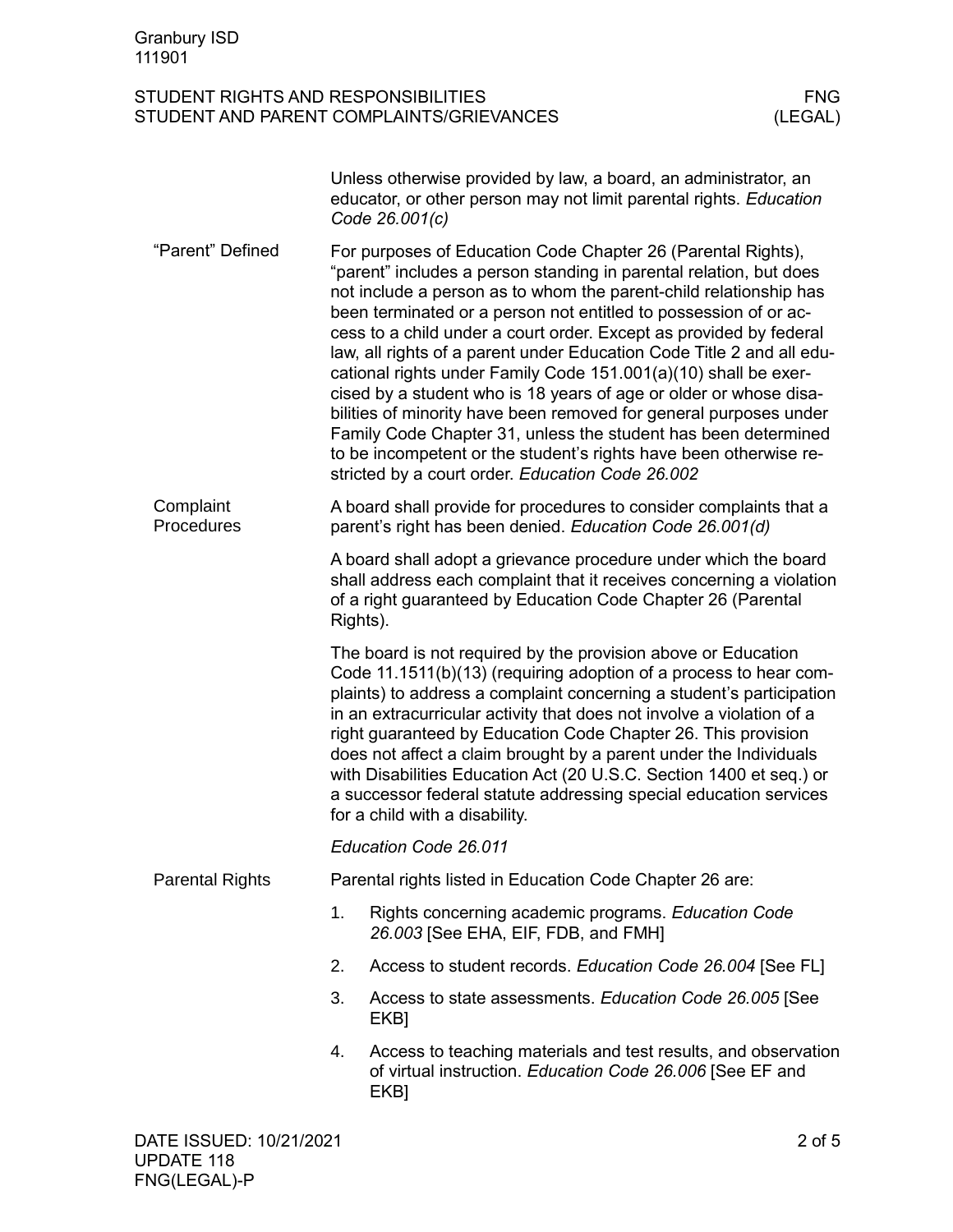Unless otherwise provided by law, a board, an administrator, an educator, or other person may not limit parental rights. *Education Code 26.001(c)*

## "Parent" Defined

For purposes of Education Code Chapter 26 (Parental Rights), "parent" includes a person standing in parental relation, but does not include a person as to whom the parent-child relationship has been terminated or a person not entitled to possession of or access to a child under a court order. Except as provided by federal law, all rights of a parent under Education Code Title 2 and all educational rights under Family Code 151.001(a)(10) shall be exercised by a student who is 18 years of age or older or whose disabilities of minority have been removed for general purposes under Family Code Chapter 31, unless the student has been determined to be incompetent or the student's rights have been otherwise restricted by a court order. *Education Code 26.002*

## Complaint Procedures

A board shall provide for procedures to consider complaints that a parent's right has been denied. *Education Code 26.001(d)*

A board shall adopt a grievance procedure under which the board shall address each complaint that it receives concerning a violation of a right guaranteed by Education Code Chapter 26 (Parental Rights).

The board is not required by the provision above or Education Code 11.1511(b)(13) (requiring adoption of a process to hear complaints) to address a complaint concerning a student's participation in an extracurricular activity that does not involve a violation of a right guaranteed by Education Code Chapter 26. This provision does not affect a claim brought by a parent under the Individuals with Disabilities Education Act (20 U.S.C. Section 1400 et seq.) or a successor federal statute addressing special education services for a child with a disability.

*Education Code 26.011*

## Parental Rights

Parental rights listed in Education Code Chapter 26 are:

1. Rights concerning academic programs. *Education Code 26.003* [See EHA, EIF, FDB, and FMH]
2. Access to student records. *Education Code 26.004* [See FL]
3. Access to state assessments. *Education Code 26.005* [See EKB]
4. Access to teaching materials and test results, and observation of virtual instruction. *Education Code 26.006* [See EF and EKB]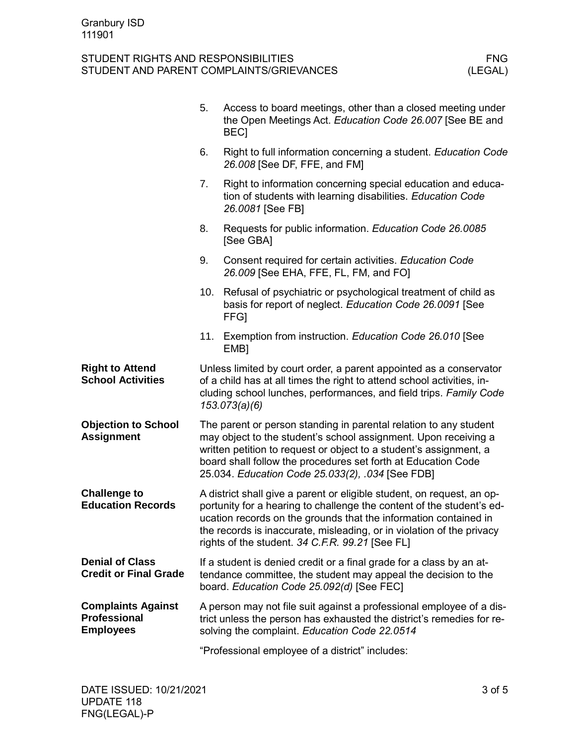5. Access to board meetings, other than a closed meeting under the Open Meetings Act. *Education Code 26.007* [See BE and BEC]
6. Right to full information concerning a student. *Education Code 26.008* [See DF, FFE, and FM]
7. Right to information concerning special education and education of students with learning disabilities. *Education Code 26.0081* [See FB]
8. Requests for public information. *Education Code 26.0085* [See GBA]
9. Consent required for certain activities. *Education Code 26.009* [See EHA, FFE, FL, FM, and FO]
10. Refusal of psychiatric or psychological treatment of child as basis for report of neglect. *Education Code 26.0091* [See FFG]
11. Exemption from instruction. *Education Code 26.010* [See EMB]

**Right to Attend School Activities**

Unless limited by court order, a parent appointed as a conservator of a child has at all times the right to attend school activities, including school lunches, performances, and field trips. *Family Code 153.073(a)(6)*

**Objection to School Assignment**

The parent or person standing in parental relation to any student may object to the student's school assignment. Upon receiving a written petition to request or object to a student's assignment, a board shall follow the procedures set forth at Education Code 25.034. *Education Code 25.033(2), .034* [See FDB]

**Challenge to Education Records**

A district shall give a parent or eligible student, on request, an opportunity for a hearing to challenge the content of the student's education records on the grounds that the information contained in the records is inaccurate, misleading, or in violation of the privacy rights of the student. *34 C.F.R. 99.21* [See FL]

**Denial of Class Credit or Final Grade**

If a student is denied credit or a final grade for a class by an attendance committee, the student may appeal the decision to the board. *Education Code 25.092(d)* [See FEC]

**Complaints Against Professional Employees**

A person may not file suit against a professional employee of a district unless the person has exhausted the district's remedies for resolving the complaint. *Education Code 22.0514*

"Professional employee of a district" includes: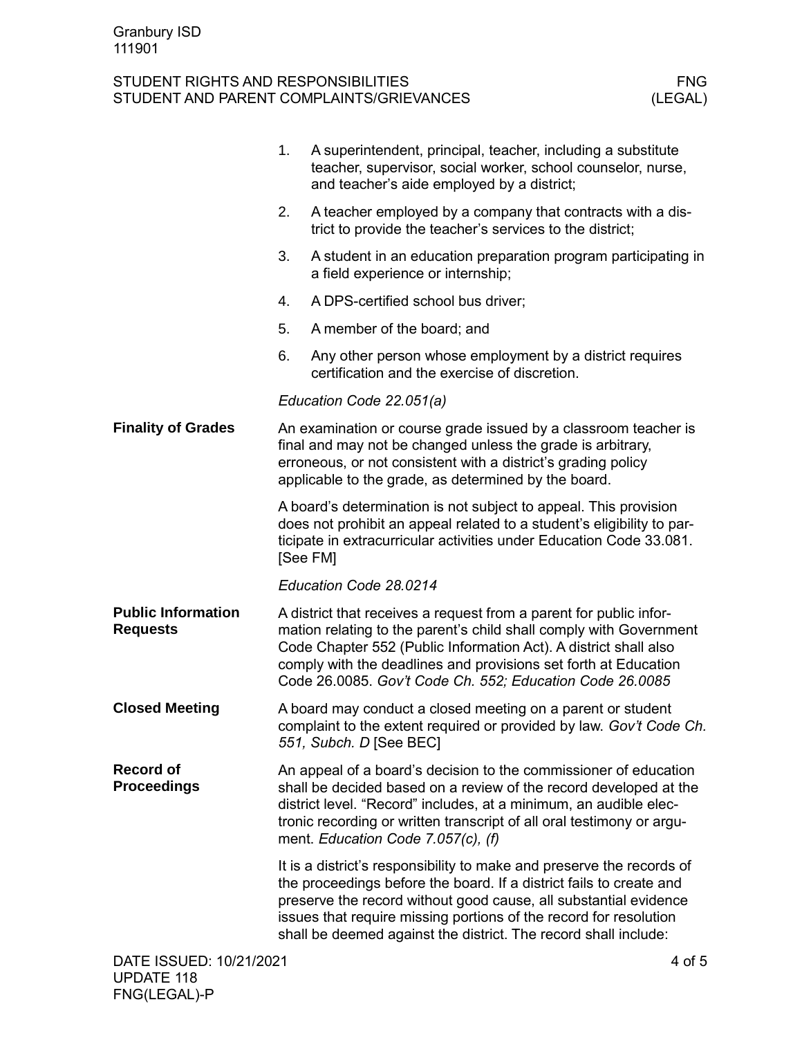1. A superintendent, principal, teacher, including a substitute teacher, supervisor, social worker, school counselor, nurse, and teacher's aide employed by a district;
2. A teacher employed by a company that contracts with a district to provide the teacher's services to the district;
3. A student in an education preparation program participating in a field experience or internship;
4. A DPS-certified school bus driver;
5. A member of the board; and
6. Any other person whose employment by a district requires certification and the exercise of discretion.

*Education Code 22.051(a)*

**Finality of Grades**

An examination or course grade issued by a classroom teacher is final and may not be changed unless the grade is arbitrary, erroneous, or not consistent with a district's grading policy applicable to the grade, as determined by the board.

A board's determination is not subject to appeal. This provision does not prohibit an appeal related to a student's eligibility to participate in extracurricular activities under Education Code 33.081. [See FM]

*Education Code 28.0214*

**Public Information Requests**

A district that receives a request from a parent for public information relating to the parent's child shall comply with Government Code Chapter 552 (Public Information Act). A district shall also comply with the deadlines and provisions set forth at Education Code 26.0085. *Gov't Code Ch. 552; Education Code 26.0085*

**Closed Meeting**

A board may conduct a closed meeting on a parent or student complaint to the extent required or provided by law. *Gov't Code Ch. 551, Subch. D* [See BEC]

**Record of Proceedings**

An appeal of a board's decision to the commissioner of education shall be decided based on a review of the record developed at the district level. "Record" includes, at a minimum, an audible electronic recording or written transcript of all oral testimony or argument. *Education Code 7.057(c), (f)*

It is a district's responsibility to make and preserve the records of the proceedings before the board. If a district fails to create and preserve the record without good cause, all substantial evidence issues that require missing portions of the record for resolution shall be deemed against the district. The record shall include: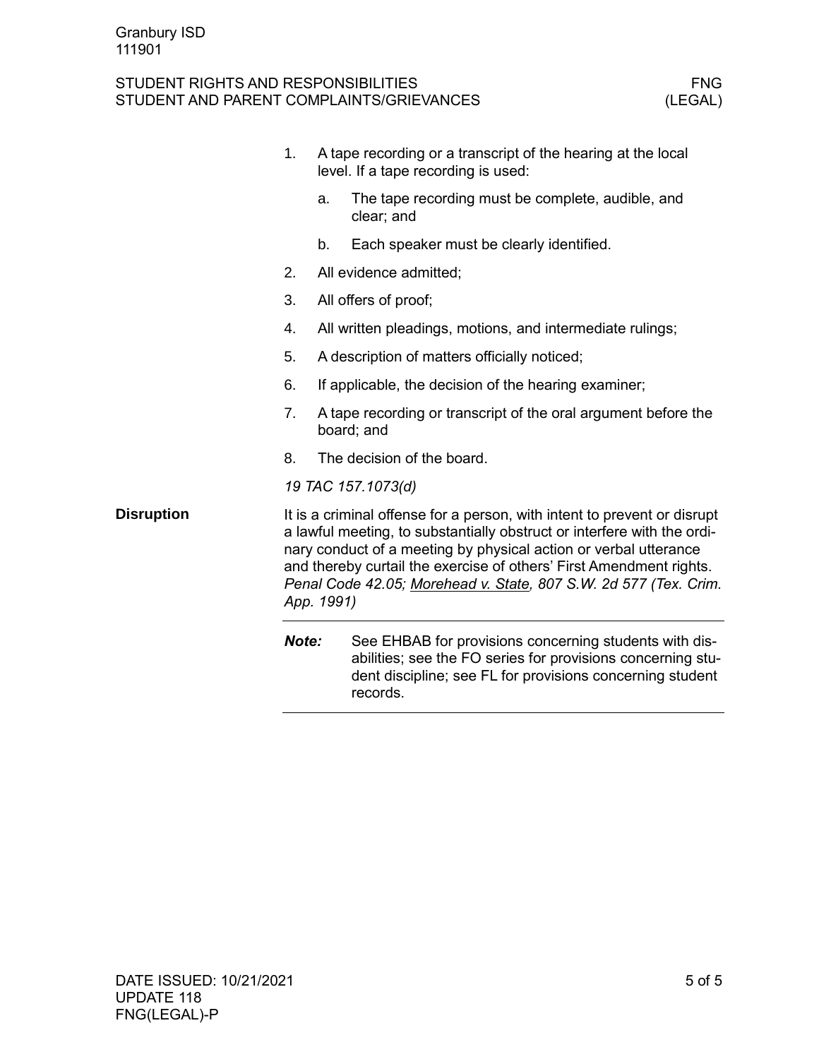1. A tape recording or a transcript of the hearing at the local level. If a tape recording is used:
    a. The tape recording must be complete, audible, and clear; and
    b. Each speaker must be clearly identified.
2. All evidence admitted;
3. All offers of proof;
4. All written pleadings, motions, and intermediate rulings;
5. A description of matters officially noticed;
6. If applicable, the decision of the hearing examiner;
7. A tape recording or transcript of the oral argument before the board; and
8. The decision of the board.

*19 TAC 157.1073(d)*

**Disruption**

It is a criminal offense for a person, with intent to prevent or disrupt a lawful meeting, to substantially obstruct or interfere with the ordinary conduct of a meeting by physical action or verbal utterance and thereby curtail the exercise of others' First Amendment rights. *Penal Code 42.05; Morehead v. State, 807 S.W. 2d 577 (Tex. Crim. App. 1991)*

***Note:*** See EHBAB for provisions concerning students with disabilities; see the FO series for provisions concerning student discipline; see FL for provisions concerning student records.